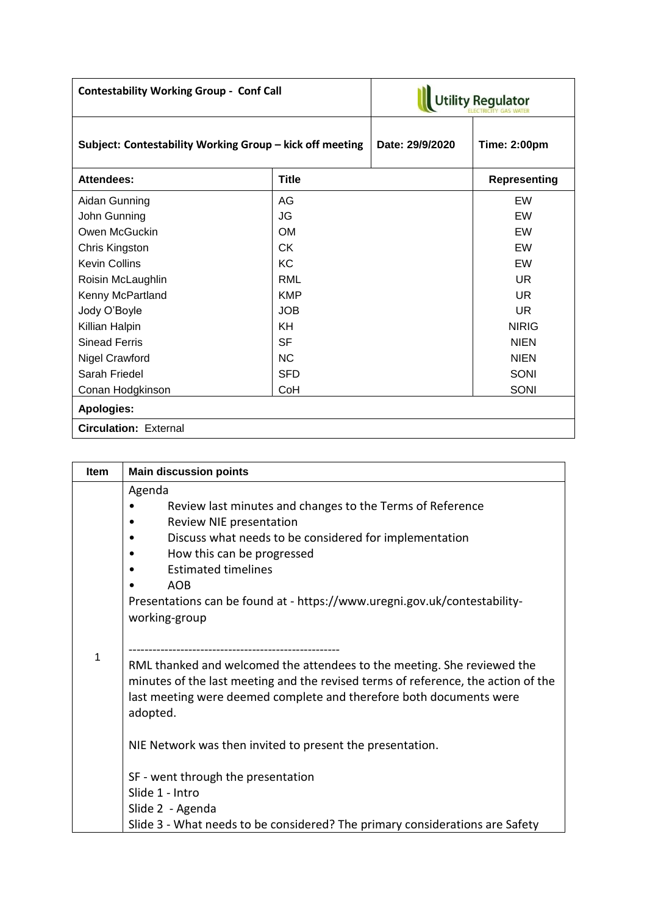| Contestability Working Group - Conf Call | | Utility Regulator | |
|---|---|---|---|
| **Subject: Contestability Working Group – kick off meeting** | | **Date: 29/9/2020** | **Time: 2:00pm** |
| **Attendees:** | **Title** | | **Representing** |
| Aidan Gunning | AG | | EW |
| John Gunning | JG | | EW |
| Owen McGuckin | OM | | EW |
| Chris Kingston | CK | | EW |
| Kevin Collins | KC | | EW |
| Roisin McLaughlin | RML | | UR |
| Kenny McPartland | KMP | | UR |
| Jody O'Boyle | JOB | | UR |
| Killian Halpin | KH | | NIRIG |
| Sinead Ferris | SF | | NIEN |
| Nigel Crawford | NC | | NIEN |
| Sarah Friedel | SFD | | SONI |
| Conan Hodgkinson | CoH | | SONI |
| **Apologies:** | | | |
| **Circulation:** External | | | |

| Item | Main discussion points |
|---|---|
| 1 | Agenda<br>• Review last minutes and changes to the Terms of Reference<br>• Review NIE presentation<br>• Discuss what needs to be considered for implementation<br>• How this can be progressed<br>• Estimated timelines<br>• AOB<br>Presentations can be found at - https://www.uregni.gov.uk/contestability-working-group<br><br>-----------------------------------------------------<br>RML thanked and welcomed the attendees to the meeting. She reviewed the minutes of the last meeting and the revised terms of reference, the action of the last meeting were deemed complete and therefore both documents were adopted.<br><br>NIE Network was then invited to present the presentation.<br><br>SF - went through the presentation<br>Slide 1 - Intro<br>Slide 2 - Agenda<br>Slide 3 - What needs to be considered? The primary considerations are Safety |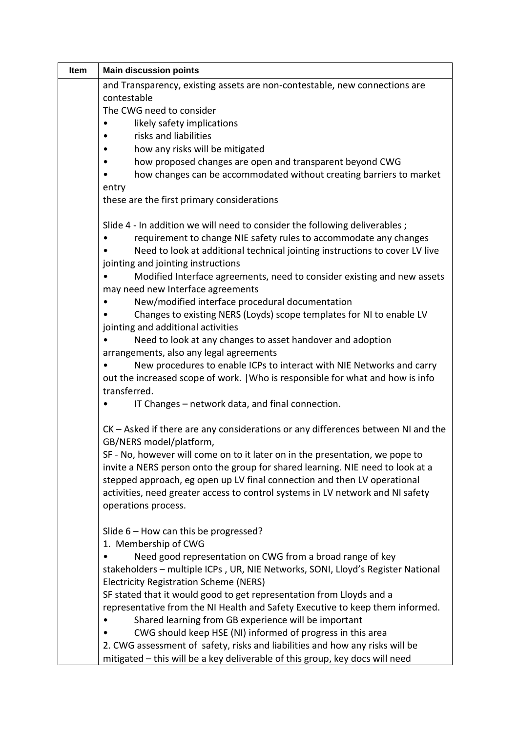| Item | Main discussion points |
|---|---|
| | and Transparency, existing assets are non-contestable, new connections are contestable<br>The CWG need to consider<br>• likely safety implications<br>• risks and liabilities<br>• how any risks will be mitigated<br>• how proposed changes are open and transparent beyond CWG<br>• how changes can be accommodated without creating barriers to market entry<br>these are the first primary considerations<br><br>Slide 4 - In addition we will need to consider the following deliverables ;<br>• requirement to change NIE safety rules to accommodate any changes<br>• Need to look at additional technical jointing instructions to cover LV live jointing and jointing instructions<br>• Modified Interface agreements, need to consider existing and new assets may need new Interface agreements<br>• New/modified interface procedural documentation<br>• Changes to existing NERS (Loyds) scope templates for NI to enable LV jointing and additional activities<br>• Need to look at any changes to asset handover and adoption arrangements, also any legal agreements<br>• New procedures to enable ICPs to interact with NIE Networks and carry out the increased scope of work. \|Who is responsible for what and how is info transferred.<br>• IT Changes – network data, and final connection.<br><br>CK – Asked if there are any considerations or any differences between NI and the GB/NERS model/platform,<br>SF - No, however will come on to it later on in the presentation, we pope to invite a NERS person onto the group for shared learning. NIE need to look at a stepped approach, eg open up LV final connection and then LV operational activities, need greater access to control systems in LV network and NI safety operations process.<br><br>Slide 6 – How can this be progressed?<br>1. Membership of CWG<br>• Need good representation on CWG from a broad range of key stakeholders – multiple ICPs , UR, NIE Networks, SONI, Lloyd's Register National Electricity Registration Scheme (NERS)<br>SF stated that it would good to get representation from Lloyds and a representative from the NI Health and Safety Executive to keep them informed.<br>• Shared learning from GB experience will be important<br>• CWG should keep HSE (NI) informed of progress in this area<br>2. CWG assessment of safety, risks and liabilities and how any risks will be mitigated – this will be a key deliverable of this group, key docs will need |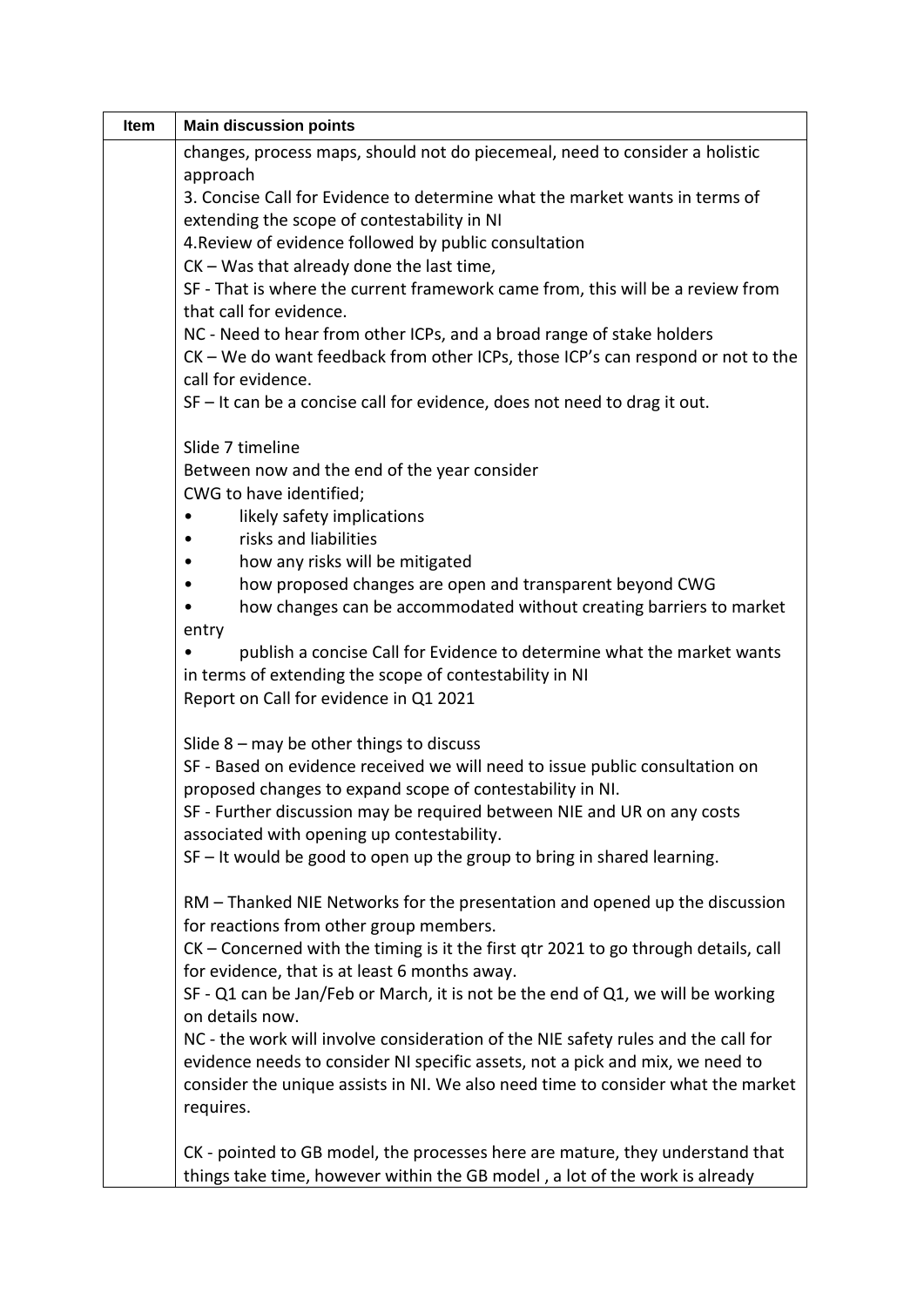| Item | Main discussion points |
|---|---|
| | changes, process maps, should not do piecemeal, need to consider a holistic approach<br>3. Concise Call for Evidence to determine what the market wants in terms of extending the scope of contestability in NI<br>4.Review of evidence followed by public consultation<br>CK – Was that already done the last time,<br>SF - That is where the current framework came from, this will be a review from that call for evidence.<br>NC - Need to hear from other ICPs, and a broad range of stake holders<br>CK – We do want feedback from other ICPs, those ICP's can respond or not to the call for evidence.<br>SF – It can be a concise call for evidence, does not need to drag it out.<br><br>Slide 7 timeline<br>Between now and the end of the year consider<br>CWG to have identified;<br>• likely safety implications<br>• risks and liabilities<br>• how any risks will be mitigated<br>• how proposed changes are open and transparent beyond CWG<br>• how changes can be accommodated without creating barriers to market entry<br>• publish a concise Call for Evidence to determine what the market wants in terms of extending the scope of contestability in NI<br>Report on Call for evidence in Q1 2021<br><br>Slide 8 – may be other things to discuss<br>SF - Based on evidence received we will need to issue public consultation on proposed changes to expand scope of contestability in NI.<br>SF - Further discussion may be required between NIE and UR on any costs associated with opening up contestability.<br>SF – It would be good to open up the group to bring in shared learning.<br><br>RM – Thanked NIE Networks for the presentation and opened up the discussion for reactions from other group members.<br>CK – Concerned with the timing is it the first qtr 2021 to go through details, call for evidence, that is at least 6 months away.<br>SF - Q1 can be Jan/Feb or March, it is not be the end of Q1, we will be working on details now.<br>NC - the work will involve consideration of the NIE safety rules and the call for evidence needs to consider NI specific assets, not a pick and mix, we need to consider the unique assists in NI. We also need time to consider what the market requires.<br><br>CK - pointed to GB model, the processes here are mature, they understand that things take time, however within the GB model , a lot of the work is already |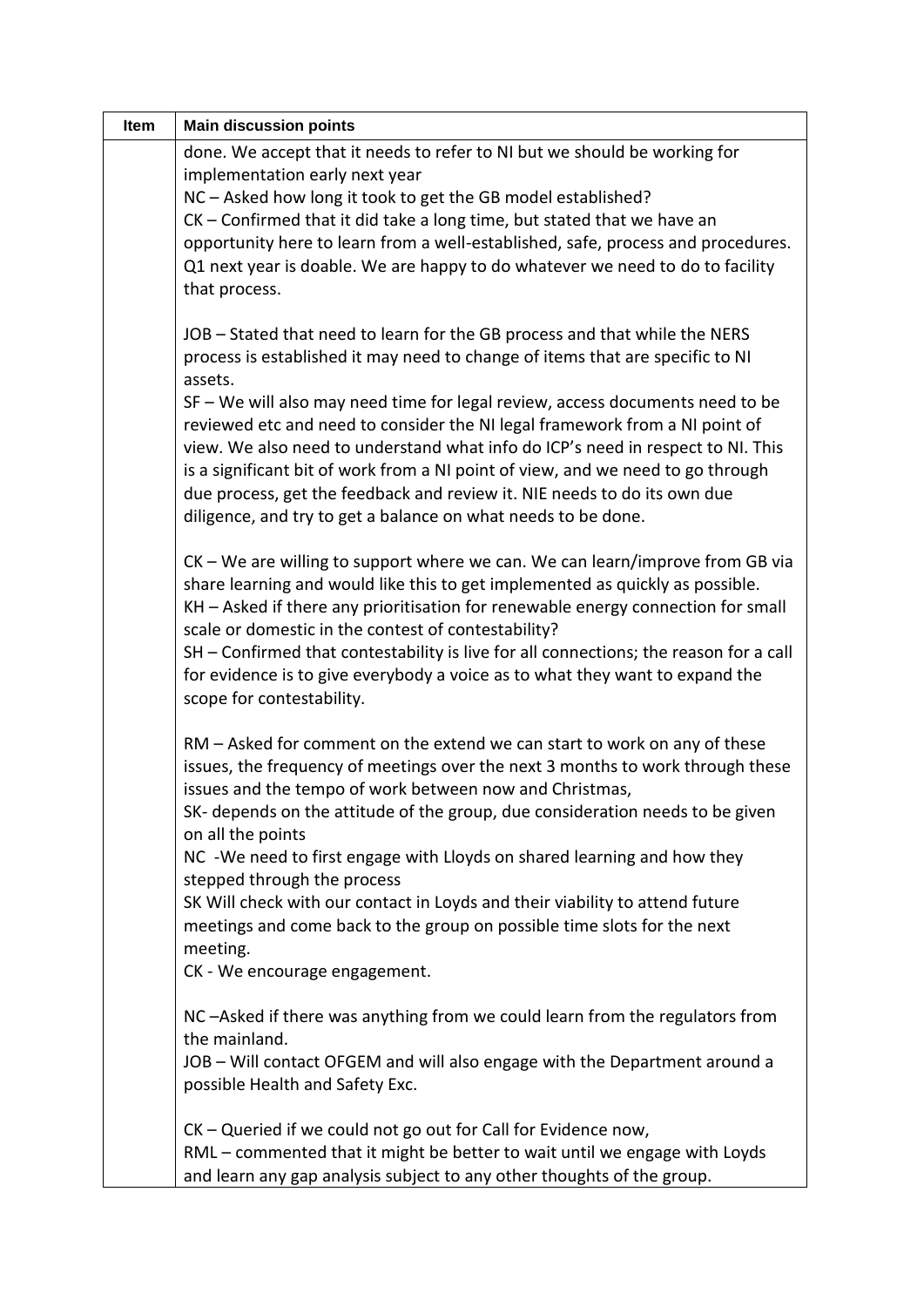| Item | Main discussion points |
| --- | --- |
| | done. We accept that it needs to refer to NI but we should be working for implementation early next year<br>NC – Asked how long it took to get the GB model established?<br>CK – Confirmed that it did take a long time, but stated that we have an opportunity here to learn from a well-established, safe, process and procedures. Q1 next year is doable. We are happy to do whatever we need to do to facility that process.<br><br>JOB – Stated that need to learn for the GB process and that while the NERS process is established it may need to change of items that are specific to NI assets.<br>SF – We will also may need time for legal review, access documents need to be reviewed etc and need to consider the NI legal framework from a NI point of view. We also need to understand what info do ICP's need in respect to NI. This is a significant bit of work from a NI point of view, and we need to go through due process, get the feedback and review it. NIE needs to do its own due diligence, and try to get a balance on what needs to be done.<br><br>CK – We are willing to support where we can. We can learn/improve from GB via share learning and would like this to get implemented as quickly as possible.<br>KH – Asked if there any prioritisation for renewable energy connection for small scale or domestic in the contest of contestability?<br>SH – Confirmed that contestability is live for all connections; the reason for a call for evidence is to give everybody a voice as to what they want to expand the scope for contestability.<br><br>RM – Asked for comment on the extend we can start to work on any of these issues, the frequency of meetings over the next 3 months to work through these issues and the tempo of work between now and Christmas,<br>SK- depends on the attitude of the group, due consideration needs to be given on all the points<br>NC -We need to first engage with Lloyds on shared learning and how they stepped through the process<br>SK Will check with our contact in Loyds and their viability to attend future meetings and come back to the group on possible time slots for the next meeting.<br>CK - We encourage engagement.<br><br>NC –Asked if there was anything from we could learn from the regulators from the mainland.<br>JOB – Will contact OFGEM and will also engage with the Department around a possible Health and Safety Exc.<br><br>CK – Queried if we could not go out for Call for Evidence now,<br>RML – commented that it might be better to wait until we engage with Loyds and learn any gap analysis subject to any other thoughts of the group. |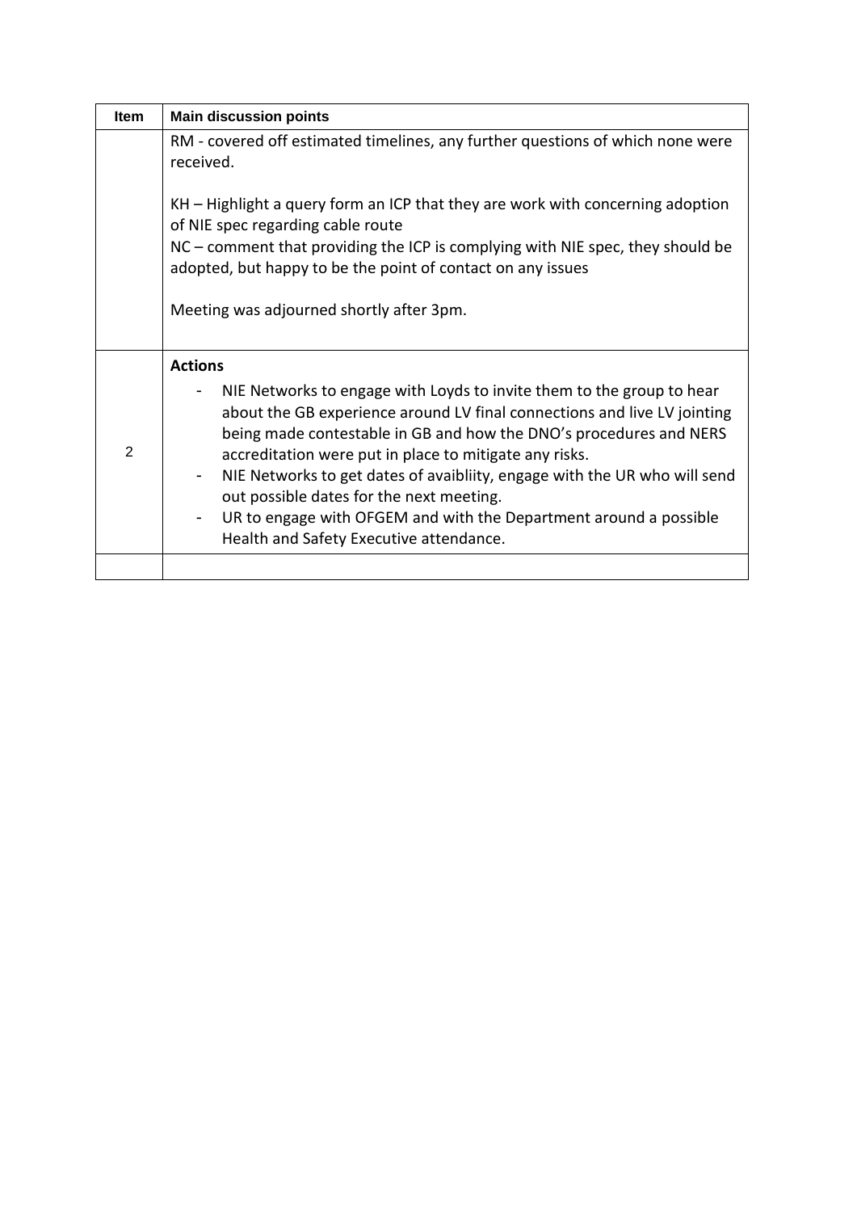| Item | Main discussion points |
| --- | --- |
| | RM - covered off estimated timelines, any further questions of which none were received.<br><br>KH – Highlight a query form an ICP that they are work with concerning adoption of NIE spec regarding cable route<br>NC – comment that providing the ICP is complying with NIE spec, they should be adopted, but happy to be the point of contact on any issues<br><br>Meeting was adjourned shortly after 3pm. |
| 2 | **Actions**<br>- NIE Networks to engage with Loyds to invite them to the group to hear about the GB experience around LV final connections and live LV jointing being made contestable in GB and how the DNO's procedures and NERS accreditation were put in place to mitigate any risks.<br>- NIE Networks to get dates of avaibliity, engage with the UR who will send out possible dates for the next meeting.<br>- UR to engage with OFGEM and with the Department around a possible Health and Safety Executive attendance. |
| | |